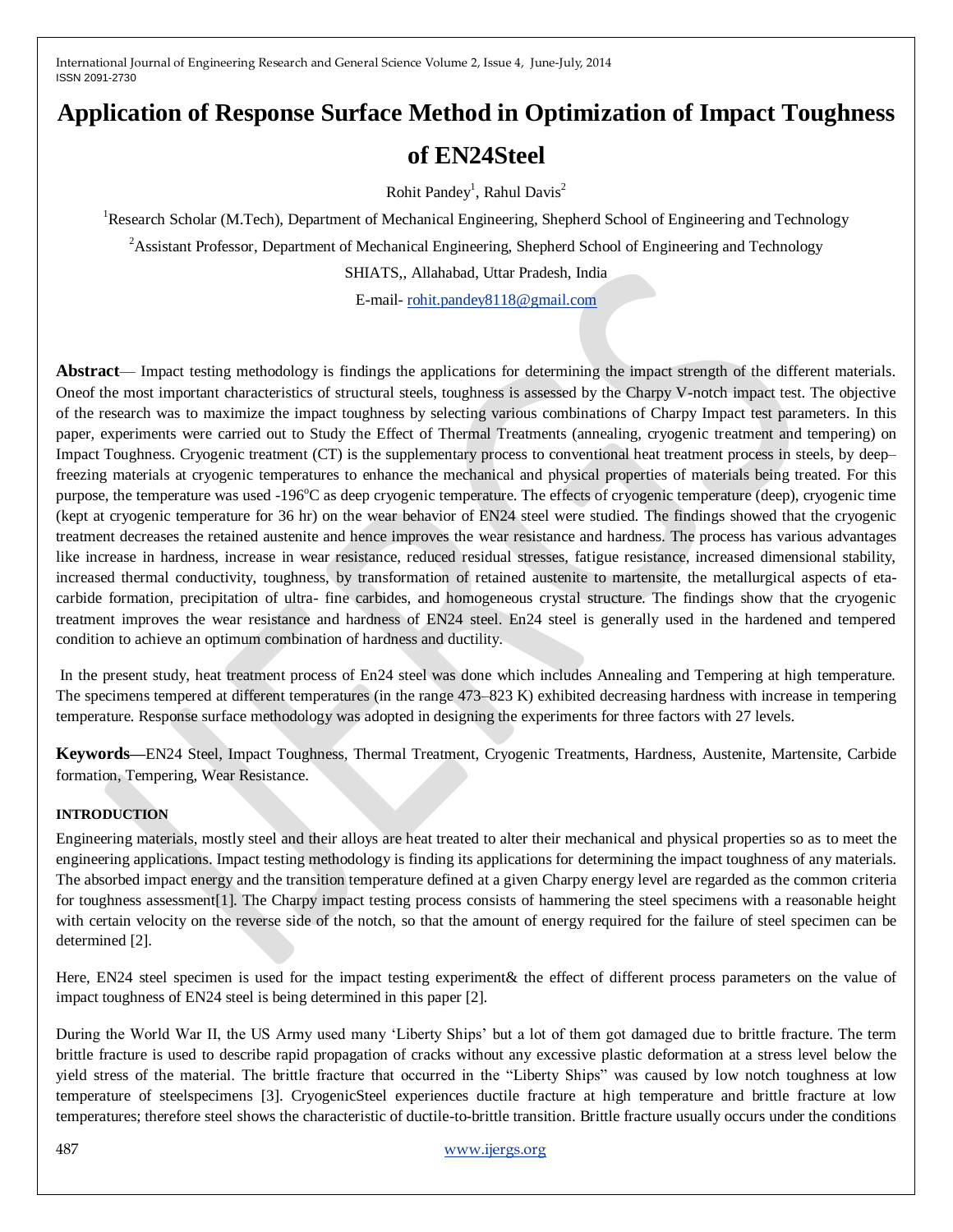# Application of Response Surface Method in Optimization of Impact Toughness of EN24Steel

Rohit Pandey[1], Rahul Davis[2]

[1]Research Scholar (M.Tech), Department of Mechanical Engineering, Shepherd School of Engineering and Technology

[2]Assistant Professor, Department of Mechanical Engineering, Shepherd School of Engineering and Technology

SHIATS,, Allahabad, Uttar Pradesh, India

E-mail- rohit.pandey8118@gmail.com

**Abstract**— Impact testing methodology is findings the applications for determining the impact strength of the different materials. Oneof the most important characteristics of structural steels, toughness is assessed by the Charpy V-notch impact test. The objective of the research was to maximize the impact toughness by selecting various combinations of Charpy Impact test parameters. In this paper, experiments were carried out to Study the Effect of Thermal Treatments (annealing, cryogenic treatment and tempering) on Impact Toughness. Cryogenic treatment (CT) is the supplementary process to conventional heat treatment process in steels, by deep–freezing materials at cryogenic temperatures to enhance the mechanical and physical properties of materials being treated. For this purpose, the temperature was used -196$^{o}$C as deep cryogenic temperature. The effects of cryogenic temperature (deep), cryogenic time (kept at cryogenic temperature for 36 hr) on the wear behavior of EN24 steel were studied. The findings showed that the cryogenic treatment decreases the retained austenite and hence improves the wear resistance and hardness. The process has various advantages like increase in hardness, increase in wear resistance, reduced residual stresses, fatigue resistance, increased dimensional stability, increased thermal conductivity, toughness, by transformation of retained austenite to martensite, the metallurgical aspects of eta-carbide formation, precipitation of ultra- fine carbides, and homogeneous crystal structure. The findings show that the cryogenic treatment improves the wear resistance and hardness of EN24 steel. En24 steel is generally used in the hardened and tempered condition to achieve an optimum combination of hardness and ductility.

In the present study, heat treatment process of En24 steel was done which includes Annealing and Tempering at high temperature. The specimens tempered at different temperatures (in the range 473–823 K) exhibited decreasing hardness with increase in tempering temperature. Response surface methodology was adopted in designing the experiments for three factors with 27 levels.

**Keywords—**EN24 Steel, Impact Toughness, Thermal Treatment, Cryogenic Treatments, Hardness, Austenite, Martensite, Carbide formation, Tempering, Wear Resistance.

## INTRODUCTION

Engineering materials, mostly steel and their alloys are heat treated to alter their mechanical and physical properties so as to meet the engineering applications. Impact testing methodology is finding its applications for determining the impact toughness of any materials. The absorbed impact energy and the transition temperature defined at a given Charpy energy level are regarded as the common criteria for toughness assessment[1]. The Charpy impact testing process consists of hammering the steel specimens with a reasonable height with certain velocity on the reverse side of the notch, so that the amount of energy required for the failure of steel specimen can be determined [2].

Here, EN24 steel specimen is used for the impact testing experiment& the effect of different process parameters on the value of impact toughness of EN24 steel is being determined in this paper [2].

During the World War II, the US Army used many 'Liberty Ships' but a lot of them got damaged due to brittle fracture. The term brittle fracture is used to describe rapid propagation of cracks without any excessive plastic deformation at a stress level below the yield stress of the material. The brittle fracture that occurred in the "Liberty Ships" was caused by low notch toughness at low temperature of steelspecimens [3]. CryogenicSteel experiences ductile fracture at high temperature and brittle fracture at low temperatures; therefore steel shows the characteristic of ductile-to-brittle transition. Brittle fracture usually occurs under the conditions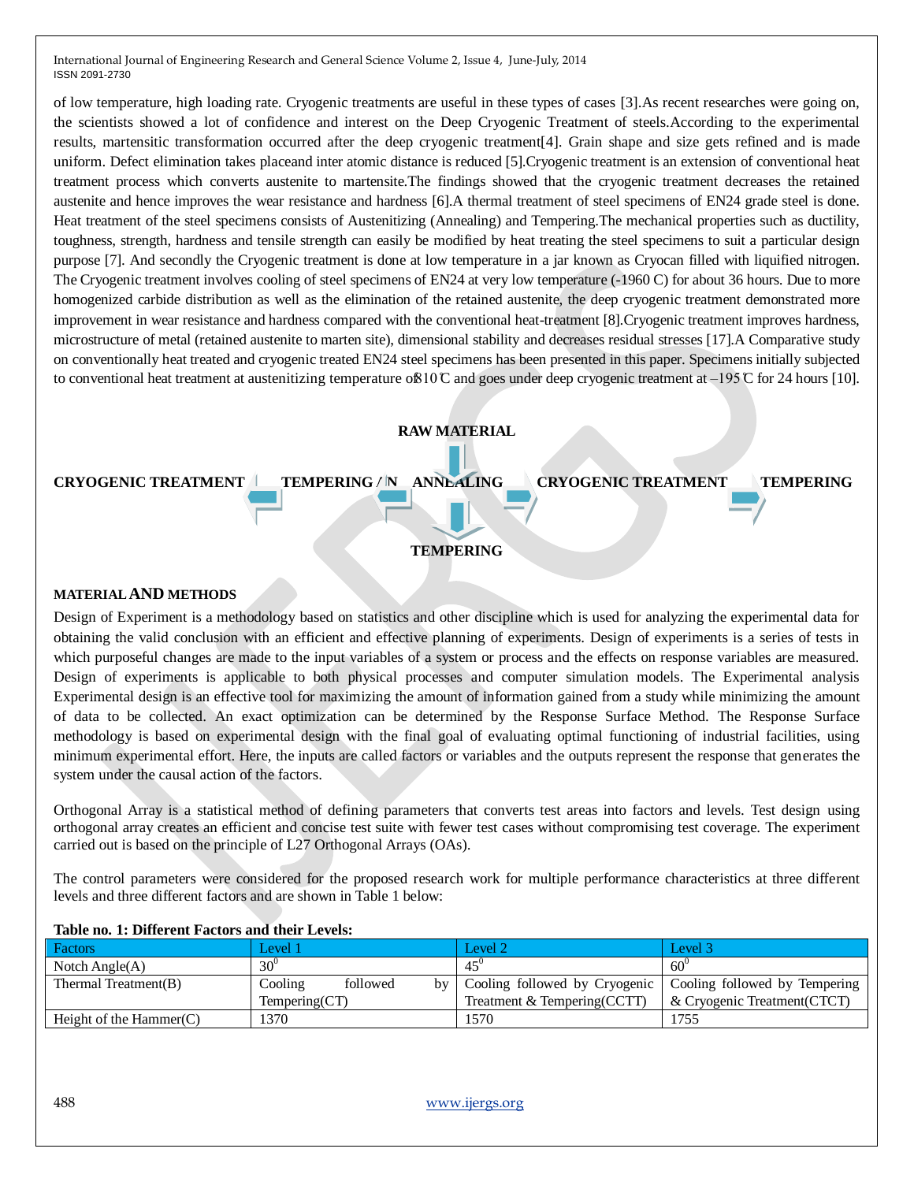of low temperature, high loading rate. Cryogenic treatments are useful in these types of cases [3].As recent researches were going on, the scientists showed a lot of confidence and interest on the Deep Cryogenic Treatment of steels.According to the experimental results, martensitic transformation occurred after the deep cryogenic treatment[4]. Grain shape and size gets refined and is made uniform. Defect elimination takes placeand inter atomic distance is reduced [5].Cryogenic treatment is an extension of conventional heat treatment process which converts austenite to martensite.The findings showed that the cryogenic treatment decreases the retained austenite and hence improves the wear resistance and hardness [6].A thermal treatment of steel specimens of EN24 grade steel is done. Heat treatment of the steel specimens consists of Austenitizing (Annealing) and Tempering.The mechanical properties such as ductility, toughness, strength, hardness and tensile strength can easily be modified by heat treating the steel specimens to suit a particular design purpose [7]. And secondly the Cryogenic treatment is done at low temperature in a jar known as Cryocan filled with liquified nitrogen. The Cryogenic treatment involves cooling of steel specimens of EN24 at very low temperature (-1960 C) for about 36 hours. Due to more homogenized carbide distribution as well as the elimination of the retained austenite, the deep cryogenic treatment demonstrated more improvement in wear resistance and hardness compared with the conventional heat-treatment [8].Cryogenic treatment improves hardness, microstructure of metal (retained austenite to marten site), dimensional stability and decreases residual stresses [17].A Comparative study on conventionally heat treated and cryogenic treated EN24 steel specimens has been presented in this paper. Specimens initially subjected to conventional heat treatment at austenitizing temperature of 810℃ and goes under deep cryogenic treatment at –195℃ for 24 hours [10].

**RAW MATERIAL**

**CRYOGENIC TREATMENT** **TEMPERING / N** **ANNEALING** **CRYOGENIC TREATMENT** **TEMPERING**

**TEMPERING**

## MATERIAL AND METHODS

Design of Experiment is a methodology based on statistics and other discipline which is used for analyzing the experimental data for obtaining the valid conclusion with an efficient and effective planning of experiments. Design of experiments is a series of tests in which purposeful changes are made to the input variables of a system or process and the effects on response variables are measured. Design of experiments is applicable to both physical processes and computer simulation models. The Experimental analysis Experimental design is an effective tool for maximizing the amount of information gained from a study while minimizing the amount of data to be collected. An exact optimization can be determined by the Response Surface Method. The Response Surface methodology is based on experimental design with the final goal of evaluating optimal functioning of industrial facilities, using minimum experimental effort. Here, the inputs are called factors or variables and the outputs represent the response that generates the system under the causal action of the factors.

Orthogonal Array is a statistical method of defining parameters that converts test areas into factors and levels. Test design using orthogonal array creates an efficient and concise test suite with fewer test cases without compromising test coverage. The experiment carried out is based on the principle of L27 Orthogonal Arrays (OAs).

The control parameters were considered for the proposed research work for multiple performance characteristics at three different levels and three different factors and are shown in Table 1 below:

**Table no. 1: Different Factors and their Levels:**

| Factors | Level 1 | Level 2 | Level 3 |
|---|---|---|---|
| Notch Angle(A) | $30^0$ | $45^0$ | $60^0$ |
| Thermal Treatment(B) | Cooling followed by Tempering(CT) | Cooling followed by Cryogenic Treatment & Tempering(CCTT) | Cooling followed by Tempering & Cryogenic Treatment(CTCT) |
| Height of the Hammer(C) | 1370 | 1570 | 1755 |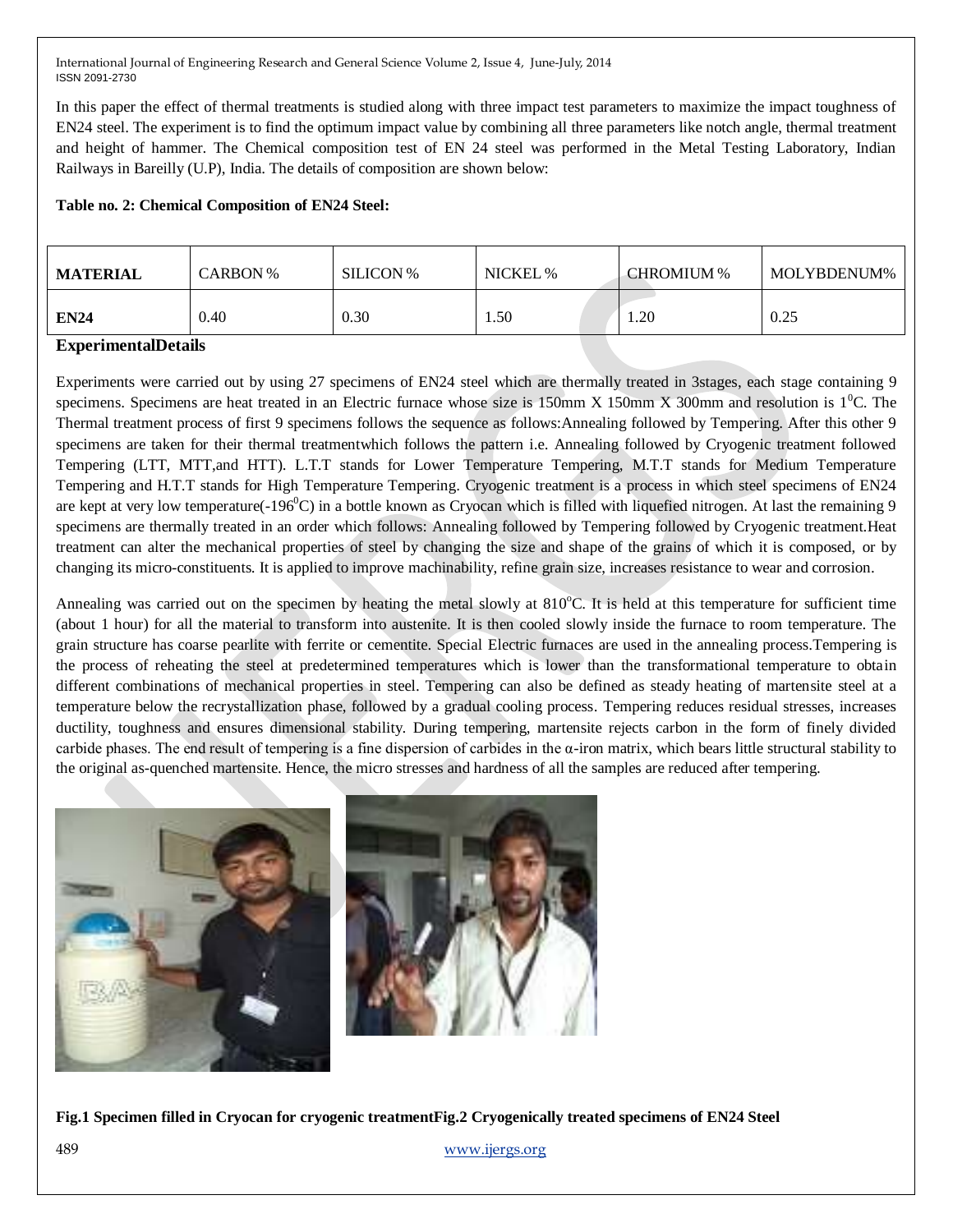In this paper the effect of thermal treatments is studied along with three impact test parameters to maximize the impact toughness of EN24 steel. The experiment is to find the optimum impact value by combining all three parameters like notch angle, thermal treatment and height of hammer. The Chemical composition test of EN 24 steel was performed in the Metal Testing Laboratory, Indian Railways in Bareilly (U.P), India. The details of composition are shown below:

**Table no. 2: Chemical Composition of EN24 Steel:**

| **MATERIAL** | CARBON % | SILICON % | NICKEL % | CHROMIUM % | MOLYBDENUM% |
|---|---|---|---|---|---|
| **EN24** | 0.40 | 0.30 | 1.50 | 1.20 | 0.25 |

**ExperimentalDetails**

Experiments were carried out by using 27 specimens of EN24 steel which are thermally treated in 3stages, each stage containing 9 specimens. Specimens are heat treated in an Electric furnace whose size is 150mm X 150mm X 300mm and resolution is $1^0$C. The Thermal treatment process of first 9 specimens follows the sequence as follows:Annealing followed by Tempering. After this other 9 specimens are taken for their thermal treatmentwhich follows the pattern i.e. Annealing followed by Cryogenic treatment followed Tempering (LTT, MTT,and HTT). L.T.T stands for Lower Temperature Tempering, M.T.T stands for Medium Temperature Tempering and H.T.T stands for High Temperature Tempering. Cryogenic treatment is a process in which steel specimens of EN24 are kept at very low temperature($-196^0$C) in a bottle known as Cryocan which is filled with liquefied nitrogen. At last the remaining 9 specimens are thermally treated in an order which follows: Annealing followed by Tempering followed by Cryogenic treatment.Heat treatment can alter the mechanical properties of steel by changing the size and shape of the grains of which it is composed, or by changing its micro-constituents. It is applied to improve machinability, refine grain size, increases resistance to wear and corrosion.

Annealing was carried out on the specimen by heating the metal slowly at $810^o$C. It is held at this temperature for sufficient time (about 1 hour) for all the material to transform into austenite. It is then cooled slowly inside the furnace to room temperature. The grain structure has coarse pearlite with ferrite or cementite. Special Electric furnaces are used in the annealing process.Tempering is the process of reheating the steel at predetermined temperatures which is lower than the transformational temperature to obtain different combinations of mechanical properties in steel. Tempering can also be defined as steady heating of martensite steel at a temperature below the recrystallization phase, followed by a gradual cooling process. Tempering reduces residual stresses, increases ductility, toughness and ensures dimensional stability. During tempering, martensite rejects carbon in the form of finely divided carbide phases. The end result of tempering is a fine dispersion of carbides in the α-iron matrix, which bears little structural stability to the original as-quenched martensite. Hence, the micro stresses and hardness of all the samples are reduced after tempering.

**Fig.1 Specimen filled in Cryocan for cryogenic treatmentFig.2 Cryogenically treated specimens of EN24 Steel**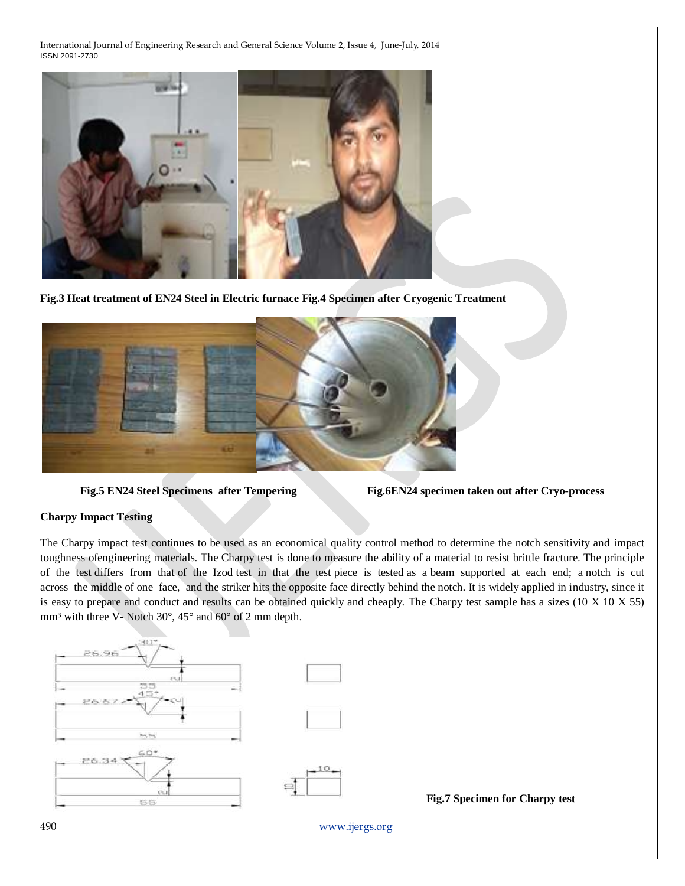**Fig.3 Heat treatment of EN24 Steel in Electric furnace Fig.4 Specimen after Cryogenic Treatment**

**Fig.5 EN24 Steel Specimens after Tempering** **Fig.6EN24 specimen taken out after Cryo-process**

**Charpy Impact Testing**

The Charpy impact test continues to be used as an economical quality control method to determine the notch sensitivity and impact toughness ofengineering materials. The Charpy test is done to measure the ability of a material to resist brittle fracture. The principle of the test differs from that of the Izod test in that the test piece is tested as a beam supported at each end; a notch is cut across the middle of one face, and the striker hits the opposite face directly behind the notch. It is widely applied in industry, since it is easy to prepare and conduct and results can be obtained quickly and cheaply. The Charpy test sample has a sizes (10 X 10 X 55) mm³ with three V- Notch 30°, 45° and 60° of 2 mm depth.

**Fig.7 Specimen for Charpy test**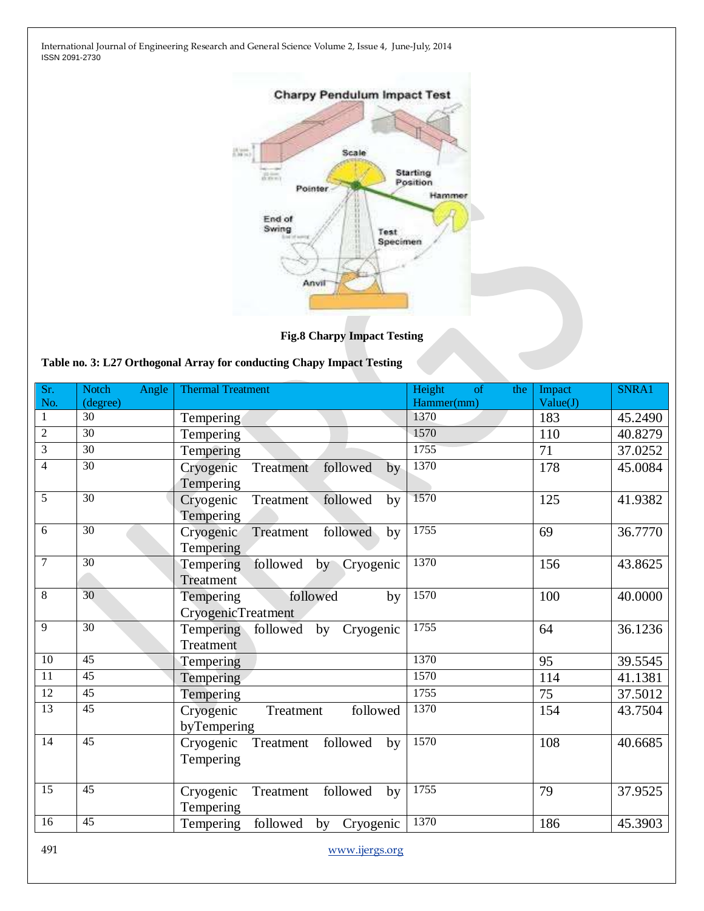**Fig.8 Charpy Impact Testing**

**Table no. 3: L27 Orthogonal Array for conducting Chapy Impact Testing**

| Sr. No. | Notch Angle (degree) | Thermal Treatment | Height of the Hammer(mm) | Impact Value(J) | SNRA1 |
|---|---|---|---|---|---|
| 1 | 30 | Tempering | 1370 | 183 | 45.2490 |
| 2 | 30 | Tempering | 1570 | 110 | 40.8279 |
| 3 | 30 | Tempering | 1755 | 71 | 37.0252 |
| 4 | 30 | Cryogenic Treatment followed by Tempering | 1370 | 178 | 45.0084 |
| 5 | 30 | Cryogenic Treatment followed by Tempering | 1570 | 125 | 41.9382 |
| 6 | 30 | Cryogenic Treatment followed by Tempering | 1755 | 69 | 36.7770 |
| 7 | 30 | Tempering followed by Cryogenic Treatment | 1370 | 156 | 43.8625 |
| 8 | 30 | Tempering followed by CryogenicTreatment | 1570 | 100 | 40.0000 |
| 9 | 30 | Tempering followed by Cryogenic Treatment | 1755 | 64 | 36.1236 |
| 10 | 45 | Tempering | 1370 | 95 | 39.5545 |
| 11 | 45 | Tempering | 1570 | 114 | 41.1381 |
| 12 | 45 | Tempering | 1755 | 75 | 37.5012 |
| 13 | 45 | Cryogenic Treatment followed byTempering | 1370 | 154 | 43.7504 |
| 14 | 45 | Cryogenic Treatment followed by Tempering | 1570 | 108 | 40.6685 |
| 15 | 45 | Cryogenic Treatment followed by Tempering | 1755 | 79 | 37.9525 |
| 16 | 45 | Tempering followed by Cryogenic | 1370 | 186 | 45.3903 |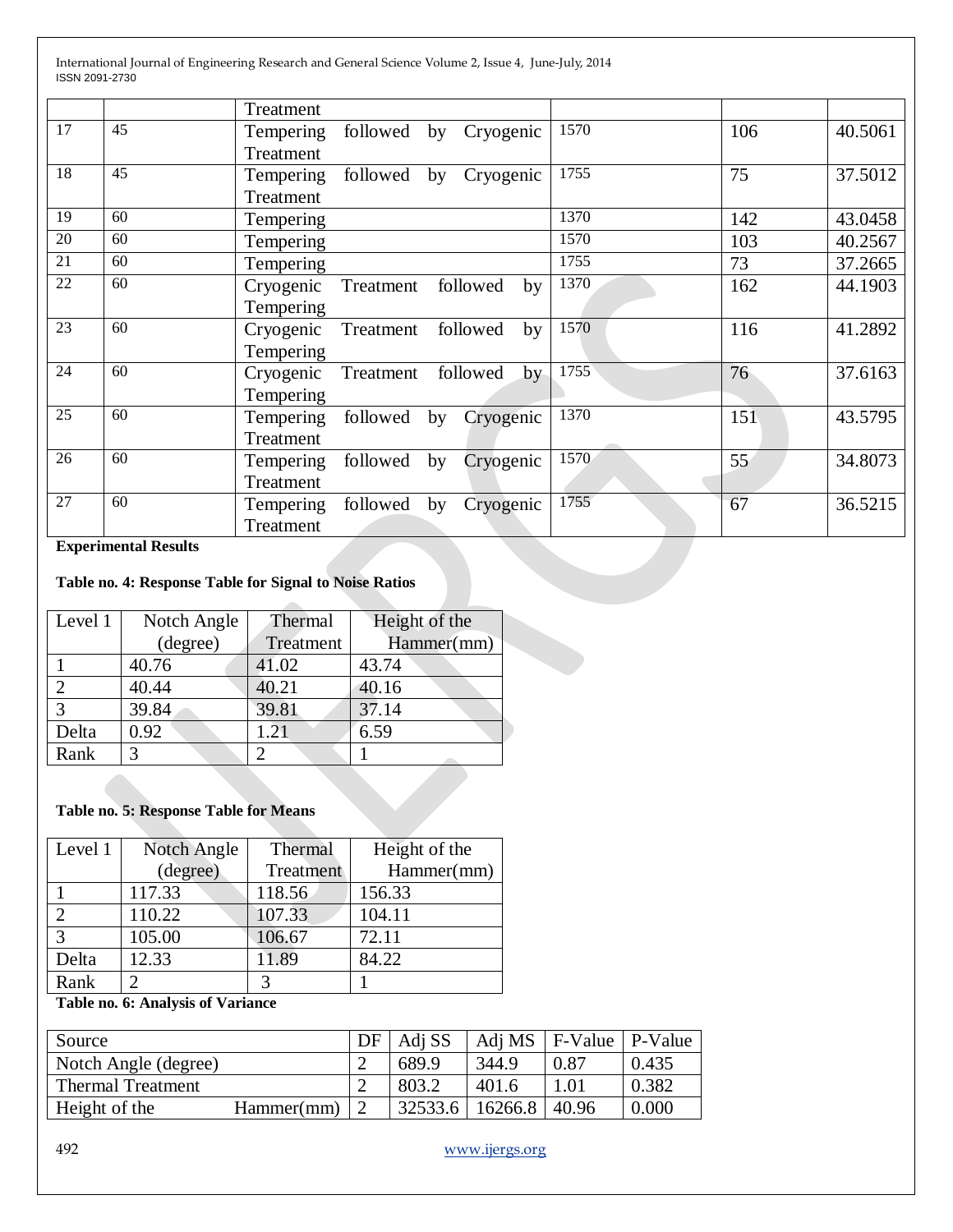|  |  | Treatment |  |  |  |
|---|---|---|---|---|---|
| 17 | 45 | Tempering followed by Cryogenic Treatment | 1570 | 106 | 40.5061 |
| 18 | 45 | Tempering followed by Cryogenic Treatment | 1755 | 75 | 37.5012 |
| 19 | 60 | Tempering | 1370 | 142 | 43.0458 |
| 20 | 60 | Tempering | 1570 | 103 | 40.2567 |
| 21 | 60 | Tempering | 1755 | 73 | 37.2665 |
| 22 | 60 | Cryogenic Treatment followed by Tempering | 1370 | 162 | 44.1903 |
| 23 | 60 | Cryogenic Treatment followed by Tempering | 1570 | 116 | 41.2892 |
| 24 | 60 | Cryogenic Treatment followed by Tempering | 1755 | 76 | 37.6163 |
| 25 | 60 | Tempering followed by Cryogenic Treatment | 1370 | 151 | 43.5795 |
| 26 | 60 | Tempering followed by Cryogenic Treatment | 1570 | 55 | 34.8073 |
| 27 | 60 | Tempering followed by Cryogenic Treatment | 1755 | 67 | 36.5215 |

**Experimental Results**

**Table no. 4: Response Table for Signal to Noise Ratios**

| Level 1 | Notch Angle (degree) | Thermal Treatment | Height of the Hammer(mm) |
|---|---|---|---|
| 1 | 40.76 | 41.02 | 43.74 |
| 2 | 40.44 | 40.21 | 40.16 |
| 3 | 39.84 | 39.81 | 37.14 |
| Delta | 0.92 | 1.21 | 6.59 |
| Rank | 3 | 2 | 1 |

**Table no. 5: Response Table for Means**

| Level 1 | Notch Angle (degree) | Thermal Treatment | Height of the Hammer(mm) |
|---|---|---|---|
| 1 | 117.33 | 118.56 | 156.33 |
| 2 | 110.22 | 107.33 | 104.11 |
| 3 | 105.00 | 106.67 | 72.11 |
| Delta | 12.33 | 11.89 | 84.22 |
| Rank | 2 | 3 | 1 |

**Table no. 6: Analysis of Variance**

| Source | DF | Adj SS | Adj MS | F-Value | P-Value |
|---|---|---|---|---|---|
| Notch Angle (degree) | 2 | 689.9 | 344.9 | 0.87 | 0.435 |
| Thermal Treatment | 2 | 803.2 | 401.6 | 1.01 | 0.382 |
| Height of the Hammer(mm) | 2 | 32533.6 | 16266.8 | 40.96 | 0.000 |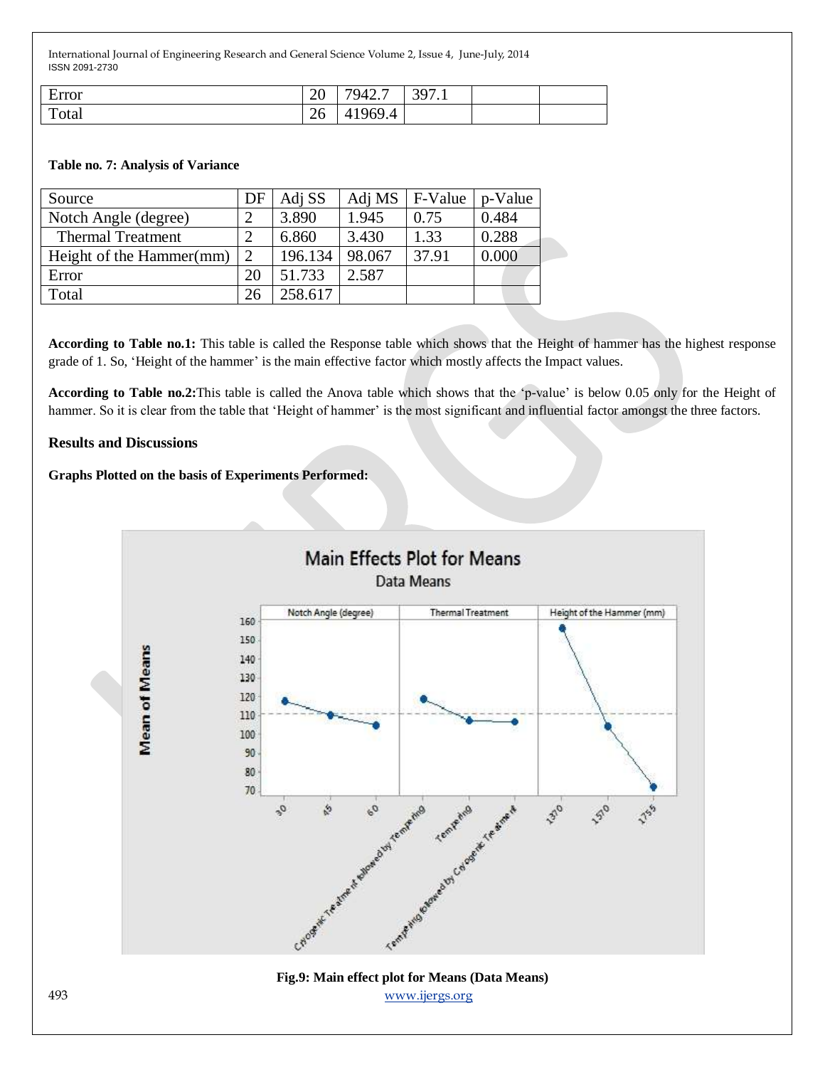| Error | 20 | 7942.7 | 397.1 | | |
|---|---|---|---|---|---|
| Total | 26 | 41969.4 | | | |

**Table no. 7: Analysis of Variance**

| Source | DF | Adj SS | Adj MS | F-Value | p-Value |
|---|---|---|---|---|---|
| Notch Angle (degree) | 2 | 3.890 | 1.945 | 0.75 | 0.484 |
| Thermal Treatment | 2 | 6.860 | 3.430 | 1.33 | 0.288 |
| Height of the Hammer(mm) | 2 | 196.134 | 98.067 | 37.91 | 0.000 |
| Error | 20 | 51.733 | 2.587 | | |
| Total | 26 | 258.617 | | | |

**According to Table no.1:** This table is called the Response table which shows that the Height of hammer has the highest response grade of 1. So, 'Height of the hammer' is the main effective factor which mostly affects the Impact values.

**According to Table no.2:**This table is called the Anova table which shows that the 'p-value' is below 0.05 only for the Height of hammer. So it is clear from the table that 'Height of hammer' is the most significant and influential factor amongst the three factors.

## Results and Discussions

**Graphs Plotted on the basis of Experiments Performed:**

**Fig.9: Main effect plot for Means (Data Means)**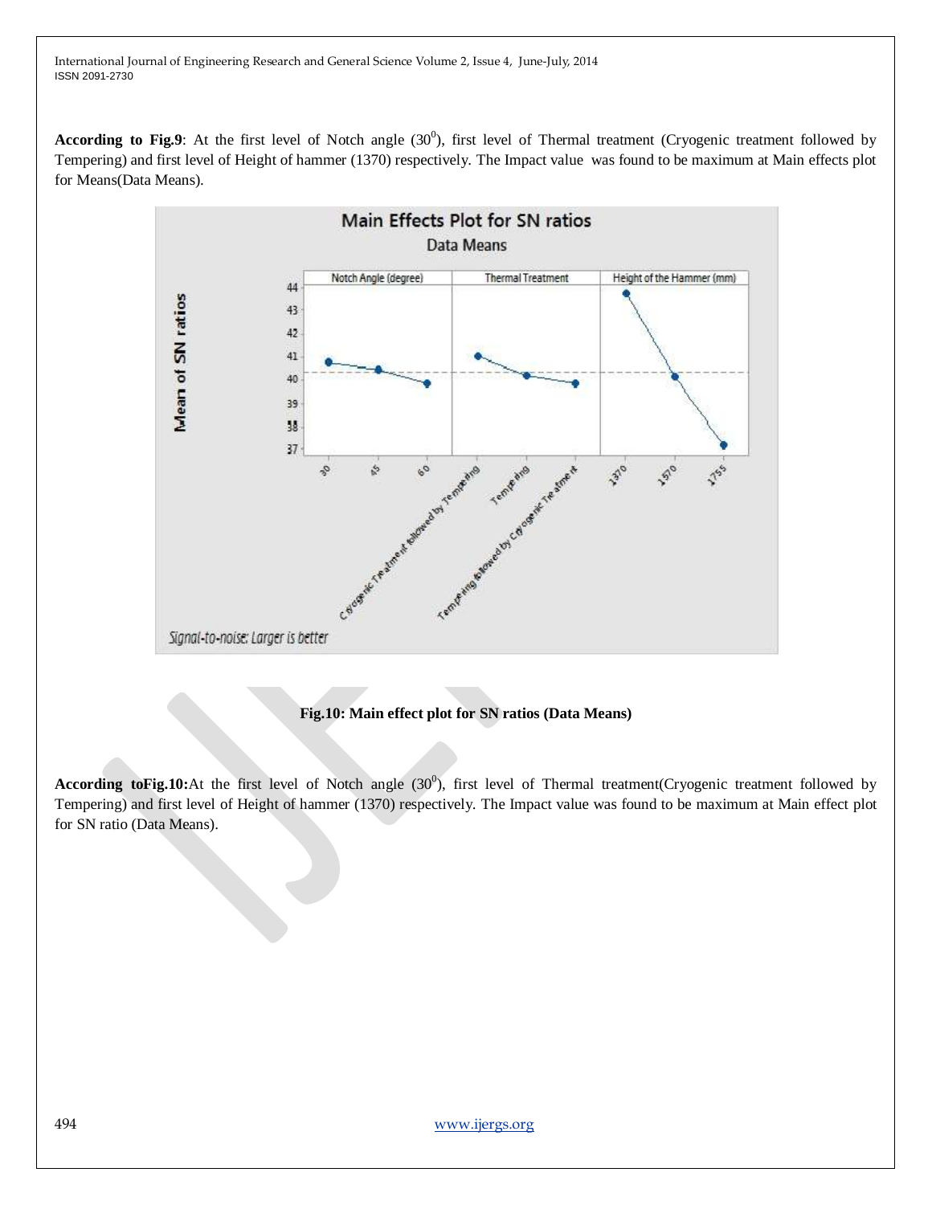**According to Fig.9**: At the first level of Notch angle ($30^0$), first level of Thermal treatment (Cryogenic treatment followed by Tempering) and first level of Height of hammer (1370) respectively. The Impact value was found to be maximum at Main effects plot for Means(Data Means).

**Fig.10: Main effect plot for SN ratios (Data Means)**

**According toFig.10:**At the first level of Notch angle ($30^0$), first level of Thermal treatment(Cryogenic treatment followed by Tempering) and first level of Height of hammer (1370) respectively. The Impact value was found to be maximum at Main effect plot for SN ratio (Data Means).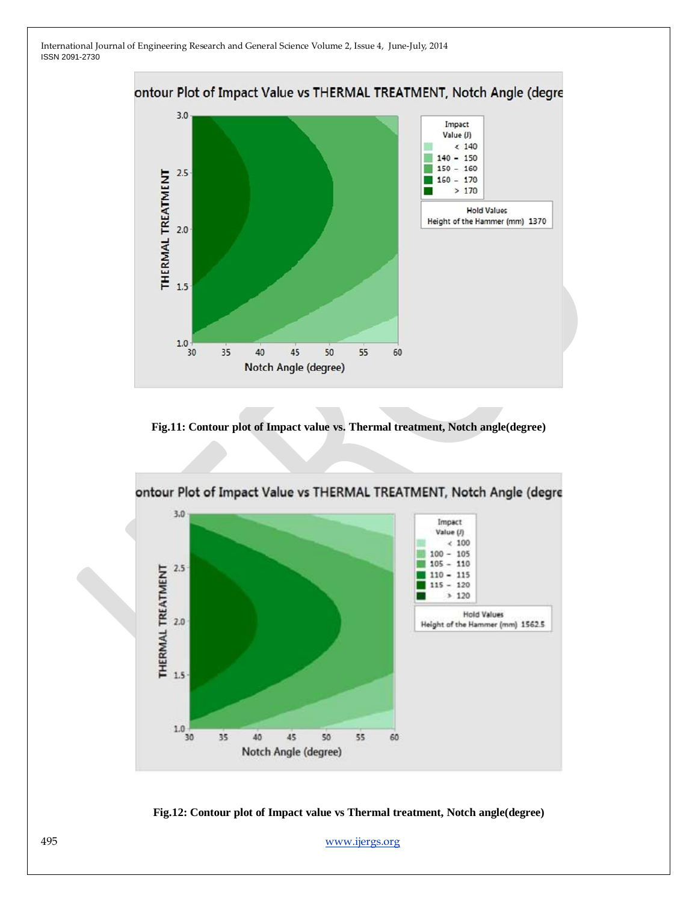Fig.11: Contour plot of Impact value vs. Thermal treatment, Notch angle(degree)

Fig.12: Contour plot of Impact value vs Thermal treatment, Notch angle(degree)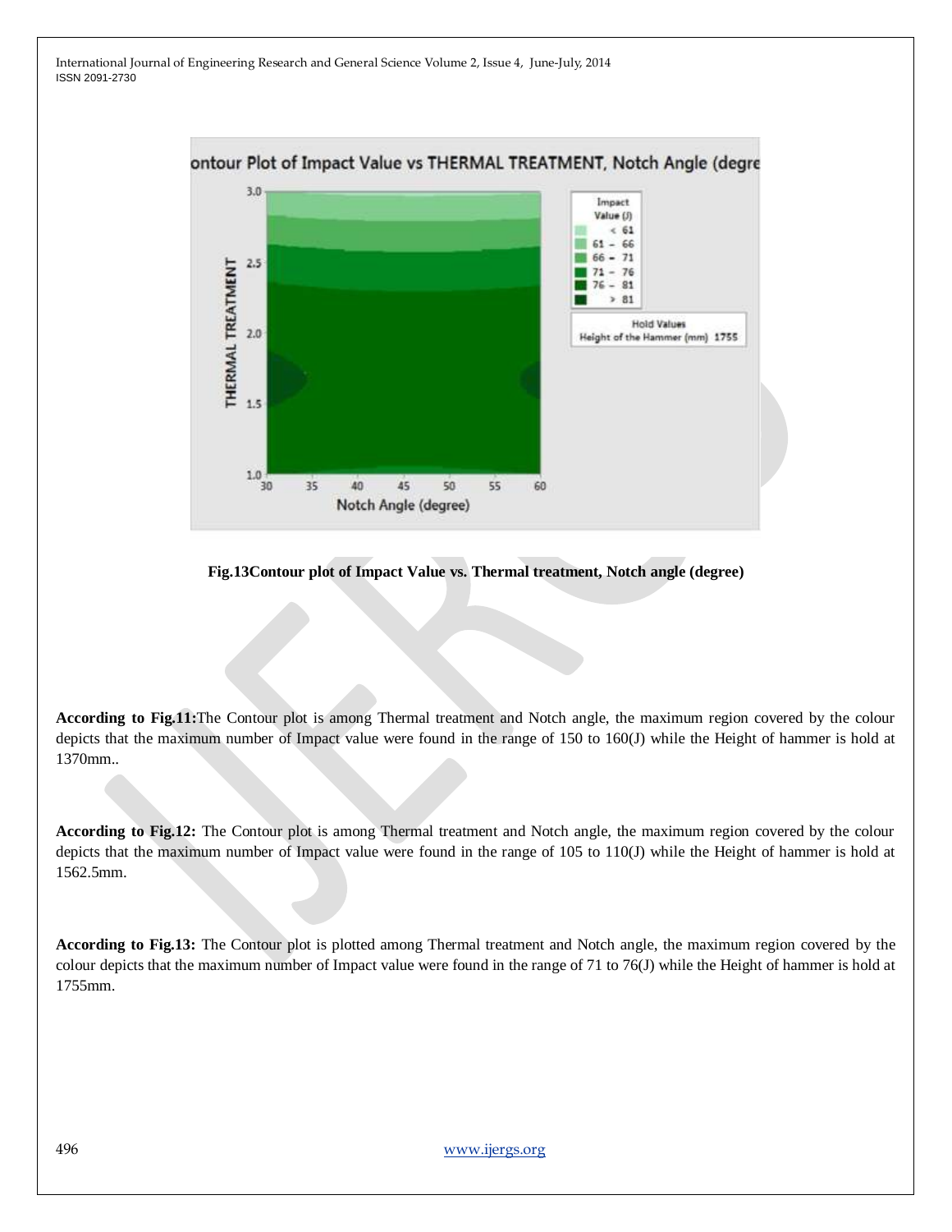**Fig.13Contour plot of Impact Value vs. Thermal treatment, Notch angle (degree)**

**According to Fig.11:**The Contour plot is among Thermal treatment and Notch angle, the maximum region covered by the colour depicts that the maximum number of Impact value were found in the range of 150 to 160(J) while the Height of hammer is hold at 1370mm..

**According to Fig.12:** The Contour plot is among Thermal treatment and Notch angle, the maximum region covered by the colour depicts that the maximum number of Impact value were found in the range of 105 to 110(J) while the Height of hammer is hold at 1562.5mm.

**According to Fig.13:** The Contour plot is plotted among Thermal treatment and Notch angle, the maximum region covered by the colour depicts that the maximum number of Impact value were found in the range of 71 to 76(J) while the Height of hammer is hold at 1755mm.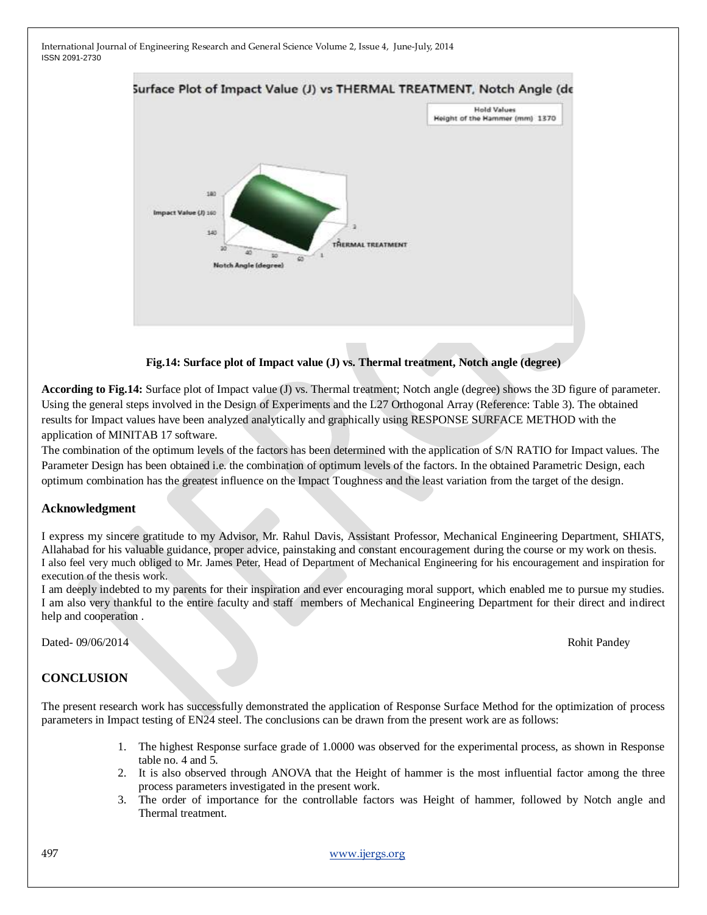**Fig.14: Surface plot of Impact value (J) vs. Thermal treatment, Notch angle (degree)**

**According to Fig.14:** Surface plot of Impact value (J) vs. Thermal treatment; Notch angle (degree) shows the 3D figure of parameter. Using the general steps involved in the Design of Experiments and the L27 Orthogonal Array (Reference: Table 3). The obtained results for Impact values have been analyzed analytically and graphically using RESPONSE SURFACE METHOD with the application of MINITAB 17 software.

The combination of the optimum levels of the factors has been determined with the application of S/N RATIO for Impact values. The Parameter Design has been obtained i.e. the combination of optimum levels of the factors. In the obtained Parametric Design, each optimum combination has the greatest influence on the Impact Toughness and the least variation from the target of the design.

## Acknowledgment

I express my sincere gratitude to my Advisor, Mr. Rahul Davis, Assistant Professor, Mechanical Engineering Department, SHIATS, Allahabad for his valuable guidance, proper advice, painstaking and constant encouragement during the course or my work on thesis.
I also feel very much obliged to Mr. James Peter, Head of Department of Mechanical Engineering for his encouragement and inspiration for execution of the thesis work.
I am deeply indebted to my parents for their inspiration and ever encouraging moral support, which enabled me to pursue my studies.
I am also very thankful to the entire faculty and staff members of Mechanical Engineering Department for their direct and indirect help and cooperation .

Dated- 09/06/2014 Rohit Pandey

## CONCLUSION

The present research work has successfully demonstrated the application of Response Surface Method for the optimization of process parameters in Impact testing of EN24 steel. The conclusions can be drawn from the present work are as follows:

1. The highest Response surface grade of 1.0000 was observed for the experimental process, as shown in Response table no. 4 and 5.
2. It is also observed through ANOVA that the Height of hammer is the most influential factor among the three process parameters investigated in the present work.
3. The order of importance for the controllable factors was Height of hammer, followed by Notch angle and Thermal treatment.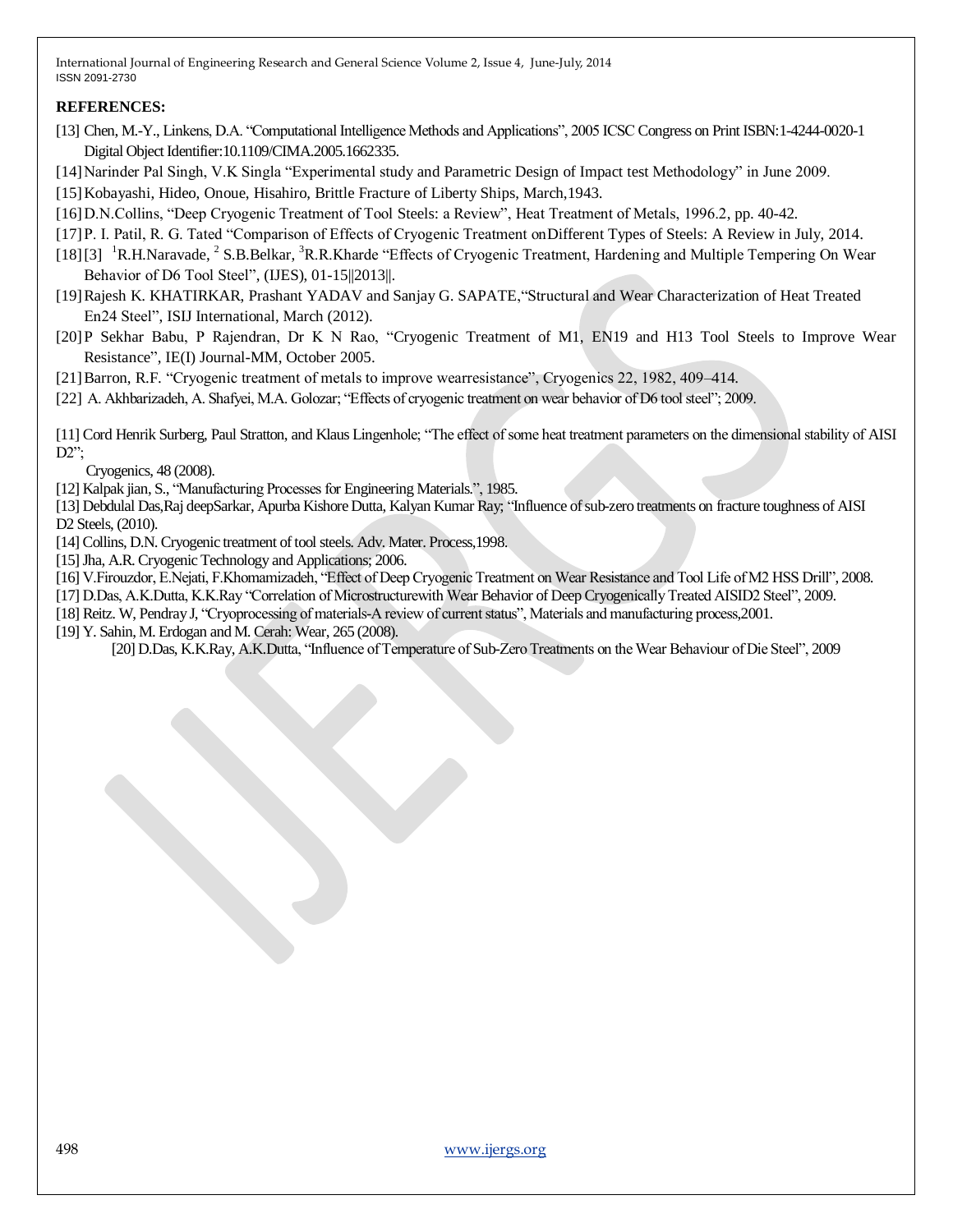**REFERENCES:**

[13] Chen, M.-Y., Linkens, D.A. "Computational Intelligence Methods and Applications", 2005 ICSC Congress on Print ISBN:1-4244-0020-1 Digital Object Identifier:10.1109/CIMA.2005.1662335.

[14] Narinder Pal Singh, V.K Singla "Experimental study and Parametric Design of Impact test Methodology" in June 2009.

[15] Kobayashi, Hideo, Onoue, Hisahiro, Brittle Fracture of Liberty Ships, March,1943.

[16] D.N.Collins, "Deep Cryogenic Treatment of Tool Steels: a Review", Heat Treatment of Metals, 1996.2, pp. 40-42.

[17] P. I. Patil, R. G. Tated "Comparison of Effects of Cryogenic Treatment onDifferent Types of Steels: A Review in July, 2014.

[18] [3] [1]R.H.Naravade, [2] S.B.Belkar, [3]R.R.Kharde "Effects of Cryogenic Treatment, Hardening and Multiple Tempering On Wear Behavior of D6 Tool Steel", (IJES), 01-15||2013||.

[19] Rajesh K. KHATIRKAR, Prashant YADAV and Sanjay G. SAPATE,"Structural and Wear Characterization of Heat Treated En24 Steel", ISIJ International, March (2012).

[20] P Sekhar Babu, P Rajendran, Dr K N Rao, "Cryogenic Treatment of M1, EN19 and H13 Tool Steels to Improve Wear Resistance", IE(I) Journal-MM, October 2005.

[21] Barron, R.F. "Cryogenic treatment of metals to improve wearresistance", Cryogenics 22, 1982, 409–414.

[22] A. Akhbarizadeh, A. Shafyei, M.A. Golozar; "Effects of cryogenic treatment on wear behavior of D6 tool steel"; 2009.

[11] Cord Henrik Surberg, Paul Stratton, and Klaus Lingenhole; "The effect of some heat treatment parameters on the dimensional stability of AISI D2";

Cryogenics, 48 (2008).

[12] Kalpak jian, S., "Manufacturing Processes for Engineering Materials.", 1985.

[13] Debdulal Das,Raj deepSarkar, Apurba Kishore Dutta, Kalyan Kumar Ray; "Influence of sub-zero treatments on fracture toughness of AISI D2 Steels, (2010).

[14] Collins, D.N. Cryogenic treatment of tool steels. Adv. Mater. Process,1998.

[15] Jha, A.R. Cryogenic Technology and Applications; 2006.

[16] V.Firouzdor, E.Nejati, F.Khomamizadeh, "Effect of Deep Cryogenic Treatment on Wear Resistance and Tool Life of M2 HSS Drill", 2008.

[17] D.Das, A.K.Dutta, K.K.Ray "Correlation of Microstructurewith Wear Behavior of Deep Cryogenically Treated AISID2 Steel", 2009.

[18] Reitz. W, Pendray J, "Cryoprocessing of materials-A review of current status", Materials and manufacturing process,2001.

[19] Y. Sahin, M. Erdogan and M. Cerah: Wear, 265 (2008).

[20] D.Das, K.K.Ray, A.K.Dutta, "Influence of Temperature of Sub-Zero Treatments on the Wear Behaviour of Die Steel", 2009